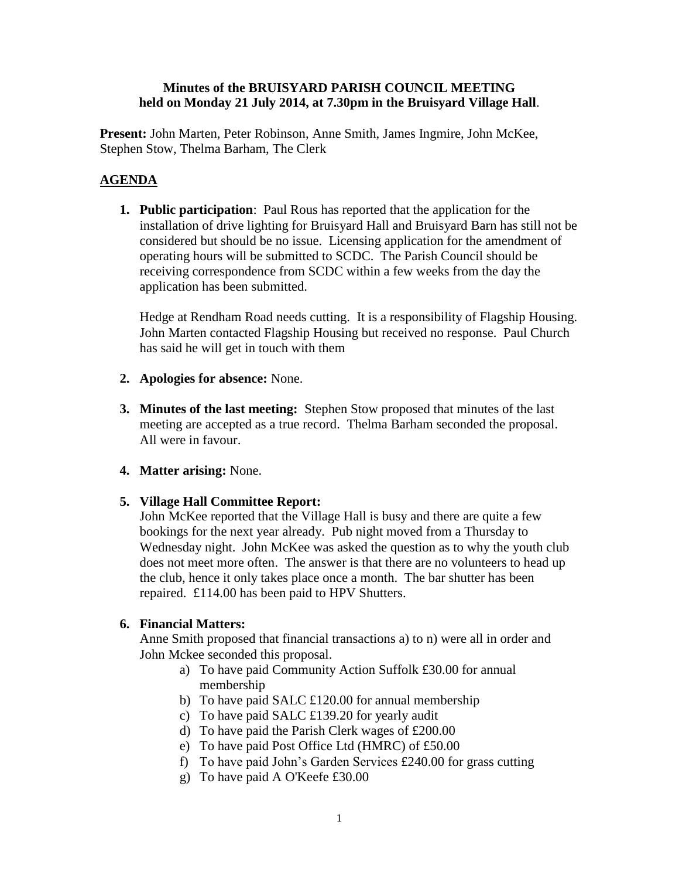**Minutes of the BRUISYARD PARISH COUNCIL MEETING held on Monday 21 July 2014, at 7.30pm in the Bruisyard Village Hall**.

**Present:** John Marten, Peter Robinson, Anne Smith, James Ingmire, John McKee, Stephen Stow, Thelma Barham, The Clerk

## AGENDA

1. **Public participation**: Paul Rous has reported that the application for the installation of drive lighting for Bruisyard Hall and Bruisyard Barn has still not be considered but should be no issue. Licensing application for the amendment of operating hours will be submitted to SCDC. The Parish Council should be receiving correspondence from SCDC within a few weeks from the day the application has been submitted.

   Hedge at Rendham Road needs cutting. It is a responsibility of Flagship Housing. John Marten contacted Flagship Housing but received no response. Paul Church has said he will get in touch with them

2. **Apologies for absence:** None.

3. **Minutes of the last meeting:** Stephen Stow proposed that minutes of the last meeting are accepted as a true record. Thelma Barham seconded the proposal. All were in favour.

4. **Matter arising:** None.

5. **Village Hall Committee Report:**
   John McKee reported that the Village Hall is busy and there are quite a few bookings for the next year already. Pub night moved from a Thursday to Wednesday night. John McKee was asked the question as to why the youth club does not meet more often. The answer is that there are no volunteers to head up the club, hence it only takes place once a month. The bar shutter has been repaired. £114.00 has been paid to HPV Shutters.

6. **Financial Matters:**
   Anne Smith proposed that financial transactions a) to n) were all in order and John Mckee seconded this proposal.
   a) To have paid Community Action Suffolk £30.00 for annual membership
   b) To have paid SALC £120.00 for annual membership
   c) To have paid SALC £139.20 for yearly audit
   d) To have paid the Parish Clerk wages of £200.00
   e) To have paid Post Office Ltd (HMRC) of £50.00
   f) To have paid John's Garden Services £240.00 for grass cutting
   g) To have paid A O'Keefe £30.00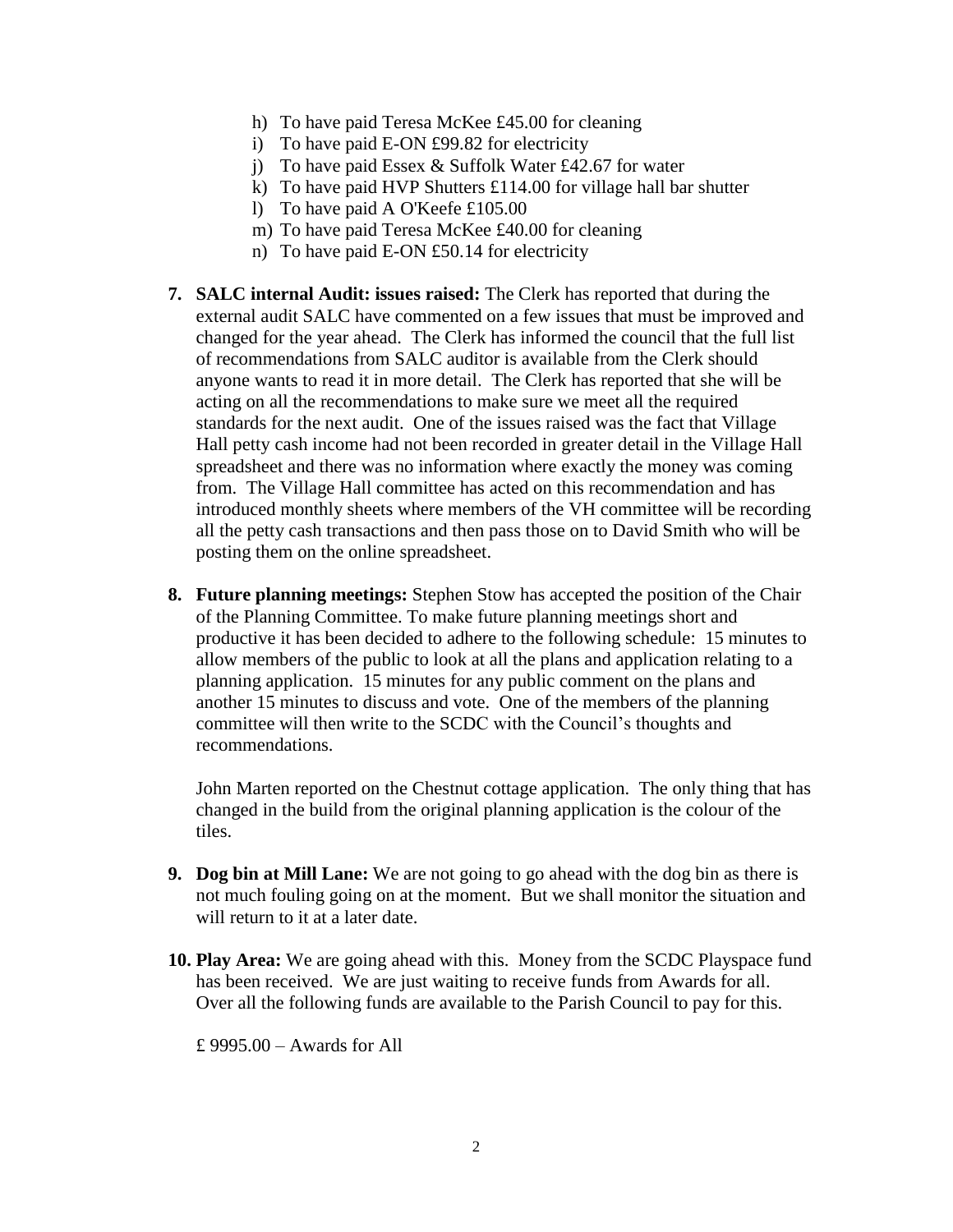h) To have paid Teresa McKee £45.00 for cleaning
i) To have paid E-ON £99.82 for electricity
j) To have paid Essex & Suffolk Water £42.67 for water
k) To have paid HVP Shutters £114.00 for village hall bar shutter
l) To have paid A O'Keefe £105.00
m) To have paid Teresa McKee £40.00 for cleaning
n) To have paid E-ON £50.14 for electricity

7. **SALC internal Audit: issues raised:** The Clerk has reported that during the external audit SALC have commented on a few issues that must be improved and changed for the year ahead. The Clerk has informed the council that the full list of recommendations from SALC auditor is available from the Clerk should anyone wants to read it in more detail. The Clerk has reported that she will be acting on all the recommendations to make sure we meet all the required standards for the next audit. One of the issues raised was the fact that Village Hall petty cash income had not been recorded in greater detail in the Village Hall spreadsheet and there was no information where exactly the money was coming from. The Village Hall committee has acted on this recommendation and has introduced monthly sheets where members of the VH committee will be recording all the petty cash transactions and then pass those on to David Smith who will be posting them on the online spreadsheet.

8. **Future planning meetings:** Stephen Stow has accepted the position of the Chair of the Planning Committee. To make future planning meetings short and productive it has been decided to adhere to the following schedule: 15 minutes to allow members of the public to look at all the plans and application relating to a planning application. 15 minutes for any public comment on the plans and another 15 minutes to discuss and vote. One of the members of the planning committee will then write to the SCDC with the Council's thoughts and recommendations.

   John Marten reported on the Chestnut cottage application. The only thing that has changed in the build from the original planning application is the colour of the tiles.

9. **Dog bin at Mill Lane:** We are not going to go ahead with the dog bin as there is not much fouling going on at the moment. But we shall monitor the situation and will return to it at a later date.

10. **Play Area:** We are going ahead with this. Money from the SCDC Playspace fund has been received. We are just waiting to receive funds from Awards for all. Over all the following funds are available to the Parish Council to pay for this.

    £ 9995.00 – Awards for All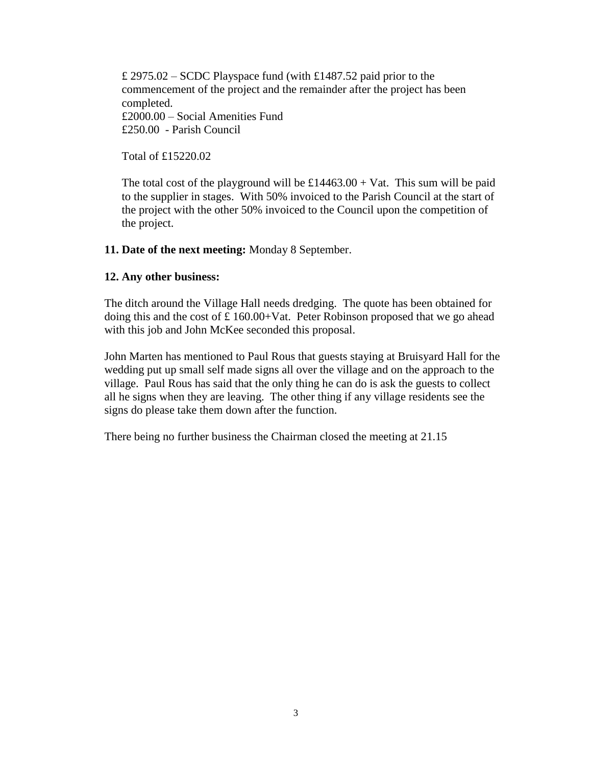£ 2975.02 – SCDC Playspace fund (with £1487.52 paid prior to the commencement of the project and the remainder after the project has been completed.
£2000.00 – Social Amenities Fund
£250.00 - Parish Council

Total of £15220.02

The total cost of the playground will be £14463.00 + Vat. This sum will be paid to the supplier in stages. With 50% invoiced to the Parish Council at the start of the project with the other 50% invoiced to the Council upon the competition of the project.

**11. Date of the next meeting:** Monday 8 September.

**12. Any other business:**

The ditch around the Village Hall needs dredging. The quote has been obtained for doing this and the cost of £ 160.00+Vat. Peter Robinson proposed that we go ahead with this job and John McKee seconded this proposal.

John Marten has mentioned to Paul Rous that guests staying at Bruisyard Hall for the wedding put up small self made signs all over the village and on the approach to the village. Paul Rous has said that the only thing he can do is ask the guests to collect all he signs when they are leaving. The other thing if any village residents see the signs do please take them down after the function.

There being no further business the Chairman closed the meeting at 21.15